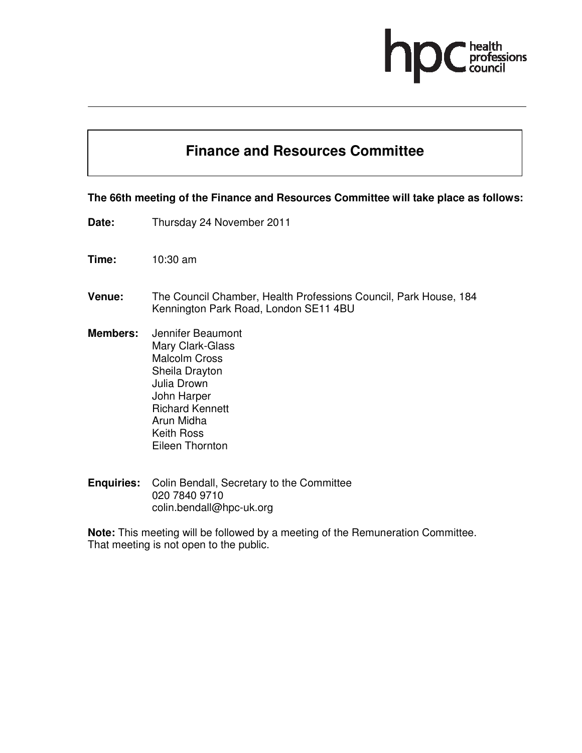hpc health professions council

# Finance and Resources Committee

**The 66th meeting of the Finance and Resources Committee will take place as follows:**

**Date:** Thursday 24 November 2011

**Time:** 10:30 am

**Venue:** The Council Chamber, Health Professions Council, Park House, 184 Kennington Park Road, London SE11 4BU

**Members:**
Jennifer Beaumont
Mary Clark-Glass
Malcolm Cross
Sheila Drayton
Julia Drown
John Harper
Richard Kennett
Arun Midha
Keith Ross
Eileen Thornton

**Enquiries:** Colin Bendall, Secretary to the Committee
020 7840 9710
colin.bendall@hpc-uk.org

**Note:** This meeting will be followed by a meeting of the Remuneration Committee. That meeting is not open to the public.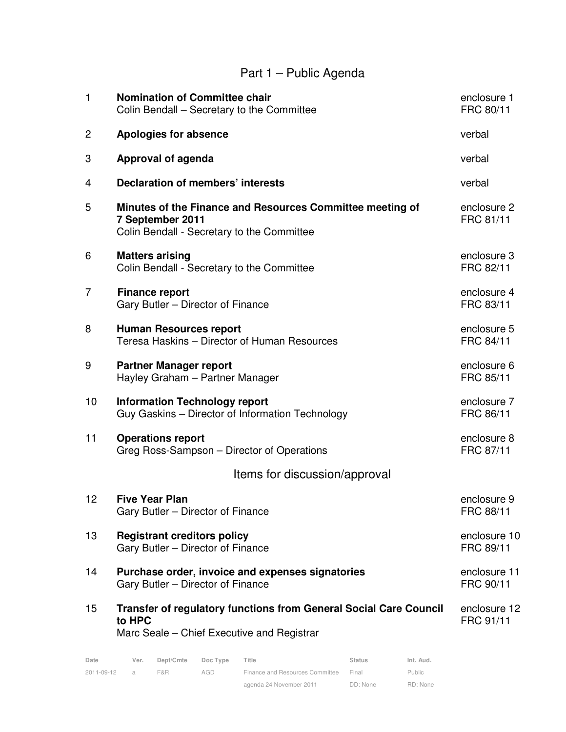# Part 1 – Public Agenda

| | | |
|---|---|---|
| 1 | **Nomination of Committee chair**<br>Colin Bendall – Secretary to the Committee | enclosure 1<br>FRC 80/11 |
| 2 | **Apologies for absence** | verbal |
| 3 | **Approval of agenda** | verbal |
| 4 | **Declaration of members' interests** | verbal |
| 5 | **Minutes of the Finance and Resources Committee meeting of 7 September 2011**<br>Colin Bendall - Secretary to the Committee | enclosure 2<br>FRC 81/11 |
| 6 | **Matters arising**<br>Colin Bendall - Secretary to the Committee | enclosure 3<br>FRC 82/11 |
| 7 | **Finance report**<br>Gary Butler – Director of Finance | enclosure 4<br>FRC 83/11 |
| 8 | **Human Resources report**<br>Teresa Haskins – Director of Human Resources | enclosure 5<br>FRC 84/11 |
| 9 | **Partner Manager report**<br>Hayley Graham – Partner Manager | enclosure 6<br>FRC 85/11 |
| 10 | **Information Technology report**<br>Guy Gaskins – Director of Information Technology | enclosure 7<br>FRC 86/11 |
| 11 | **Operations report**<br>Greg Ross-Sampson – Director of Operations | enclosure 8<br>FRC 87/11 |

## Items for discussion/approval

| | | |
|---|---|---|
| 12 | **Five Year Plan**<br>Gary Butler – Director of Finance | enclosure 9<br>FRC 88/11 |
| 13 | **Registrant creditors policy**<br>Gary Butler – Director of Finance | enclosure 10<br>FRC 89/11 |
| 14 | **Purchase order, invoice and expenses signatories**<br>Gary Butler – Director of Finance | enclosure 11<br>FRC 90/11 |
| 15 | **Transfer of regulatory functions from General Social Care Council to HPC**<br>Marc Seale – Chief Executive and Registrar | enclosure 12<br>FRC 91/11 |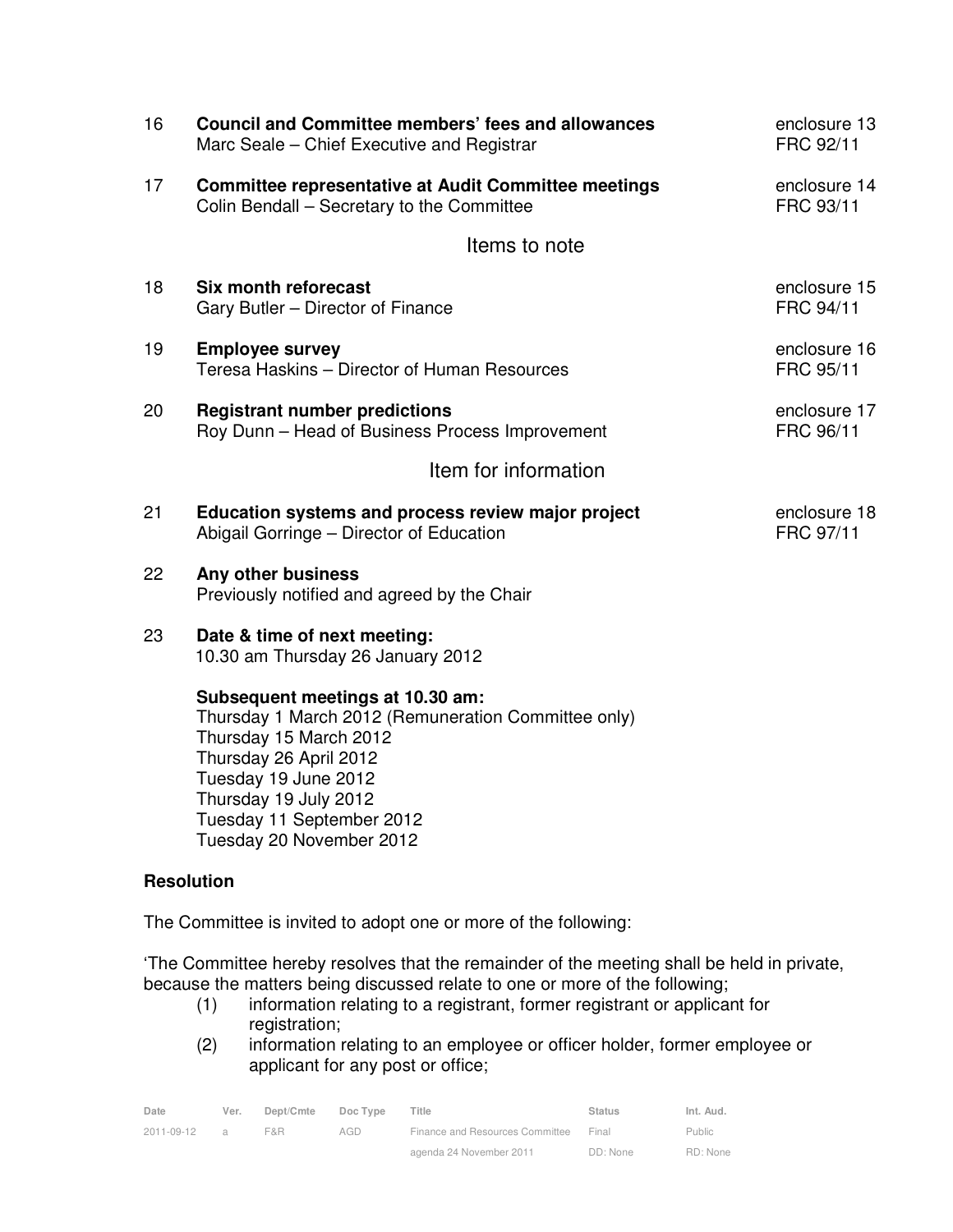| | | |
|---|---|---|
| 16 | **Council and Committee members' fees and allowances**<br>Marc Seale – Chief Executive and Registrar | enclosure 13<br>FRC 92/11 |
| 17 | **Committee representative at Audit Committee meetings**<br>Colin Bendall – Secretary to the Committee | enclosure 14<br>FRC 93/11 |

## Items to note

| | | |
|---|---|---|
| 18 | **Six month reforecast**<br>Gary Butler – Director of Finance | enclosure 15<br>FRC 94/11 |
| 19 | **Employee survey**<br>Teresa Haskins – Director of Human Resources | enclosure 16<br>FRC 95/11 |
| 20 | **Registrant number predictions**<br>Roy Dunn – Head of Business Process Improvement | enclosure 17<br>FRC 96/11 |

## Item for information

| | | |
|---|---|---|
| 21 | **Education systems and process review major project**<br>Abigail Gorringe – Director of Education | enclosure 18<br>FRC 97/11 |

22 **Any other business**
Previously notified and agreed by the Chair

23 **Date & time of next meeting:**
10.30 am Thursday 26 January 2012

**Subsequent meetings at 10.30 am:**
Thursday 1 March 2012 (Remuneration Committee only)
Thursday 15 March 2012
Thursday 26 April 2012
Tuesday 19 June 2012
Thursday 19 July 2012
Tuesday 11 September 2012
Tuesday 20 November 2012

**Resolution**

The Committee is invited to adopt one or more of the following:

'The Committee hereby resolves that the remainder of the meeting shall be held in private, because the matters being discussed relate to one or more of the following;

(1) information relating to a registrant, former registrant or applicant for registration;

(2) information relating to an employee or officer holder, former employee or applicant for any post or office;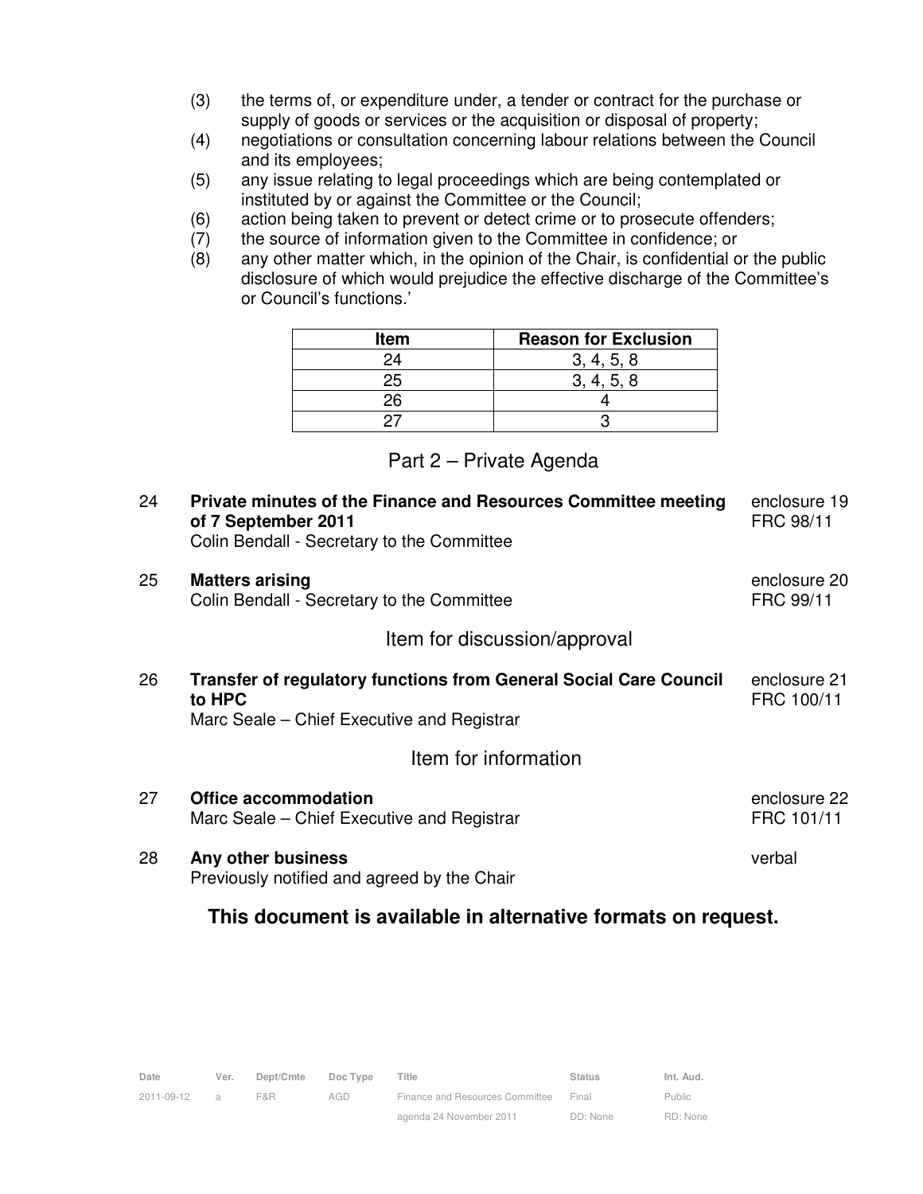(3) the terms of, or expenditure under, a tender or contract for the purchase or supply of goods or services or the acquisition or disposal of property;

(4) negotiations or consultation concerning labour relations between the Council and its employees;

(5) any issue relating to legal proceedings which are being contemplated or instituted by or against the Committee or the Council;

(6) action being taken to prevent or detect crime or to prosecute offenders;

(7) the source of information given to the Committee in confidence; or

(8) any other matter which, in the opinion of the Chair, is confidential or the public disclosure of which would prejudice the effective discharge of the Committee's or Council's functions.'

| Item | Reason for Exclusion |
|---|---|
| 24 | 3, 4, 5, 8 |
| 25 | 3, 4, 5, 8 |
| 26 | 4 |
| 27 | 3 |

## Part 2 – Private Agenda

24 **Private minutes of the Finance and Resources Committee meeting of 7 September 2011**
Colin Bendall - Secretary to the Committee
enclosure 19
FRC 98/11

25 **Matters arising**
Colin Bendall - Secretary to the Committee
enclosure 20
FRC 99/11

### Item for discussion/approval

26 **Transfer of regulatory functions from General Social Care Council to HPC**
Marc Seale – Chief Executive and Registrar
enclosure 21
FRC 100/11

### Item for information

27 **Office accommodation**
Marc Seale – Chief Executive and Registrar
enclosure 22
FRC 101/11

28 **Any other business**
Previously notified and agreed by the Chair
verbal

**This document is available in alternative formats on request.**